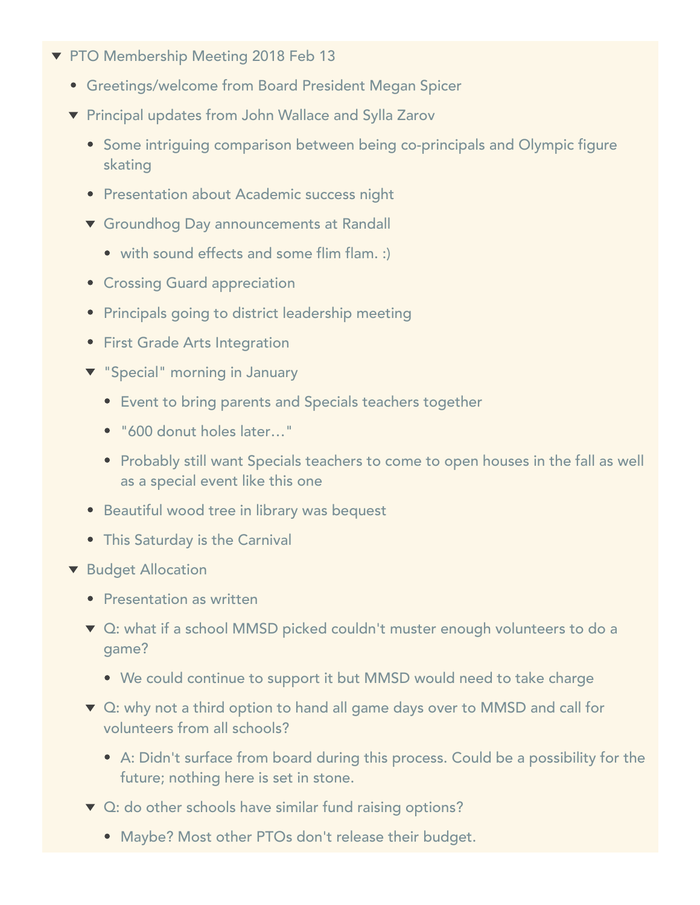- PTO Membership Meeting 2018 Feb 13
  - Greetings/welcome from Board President Megan Spicer
  - Principal updates from John Wallace and Sylla Zarov
    - Some intriguing comparison between being co-principals and Olympic figure skating
    - Presentation about Academic success night
    - Groundhog Day announcements at Randall
      - with sound effects and some flim flam. :)
    - Crossing Guard appreciation
    - Principals going to district leadership meeting
    - First Grade Arts Integration
    - "Special" morning in January
      - Event to bring parents and Specials teachers together
      - "600 donut holes later…"
      - Probably still want Specials teachers to come to open houses in the fall as well as a special event like this one
    - Beautiful wood tree in library was bequest
    - This Saturday is the Carnival
  - Budget Allocation
    - Presentation as written
    - Q: what if a school MMSD picked couldn't muster enough volunteers to do a game?
      - We could continue to support it but MMSD would need to take charge
    - Q: why not a third option to hand all game days over to MMSD and call for volunteers from all schools?
      - A: Didn't surface from board during this process. Could be a possibility for the future; nothing here is set in stone.
    - Q: do other schools have similar fund raising options?
      - Maybe? Most other PTOs don't release their budget.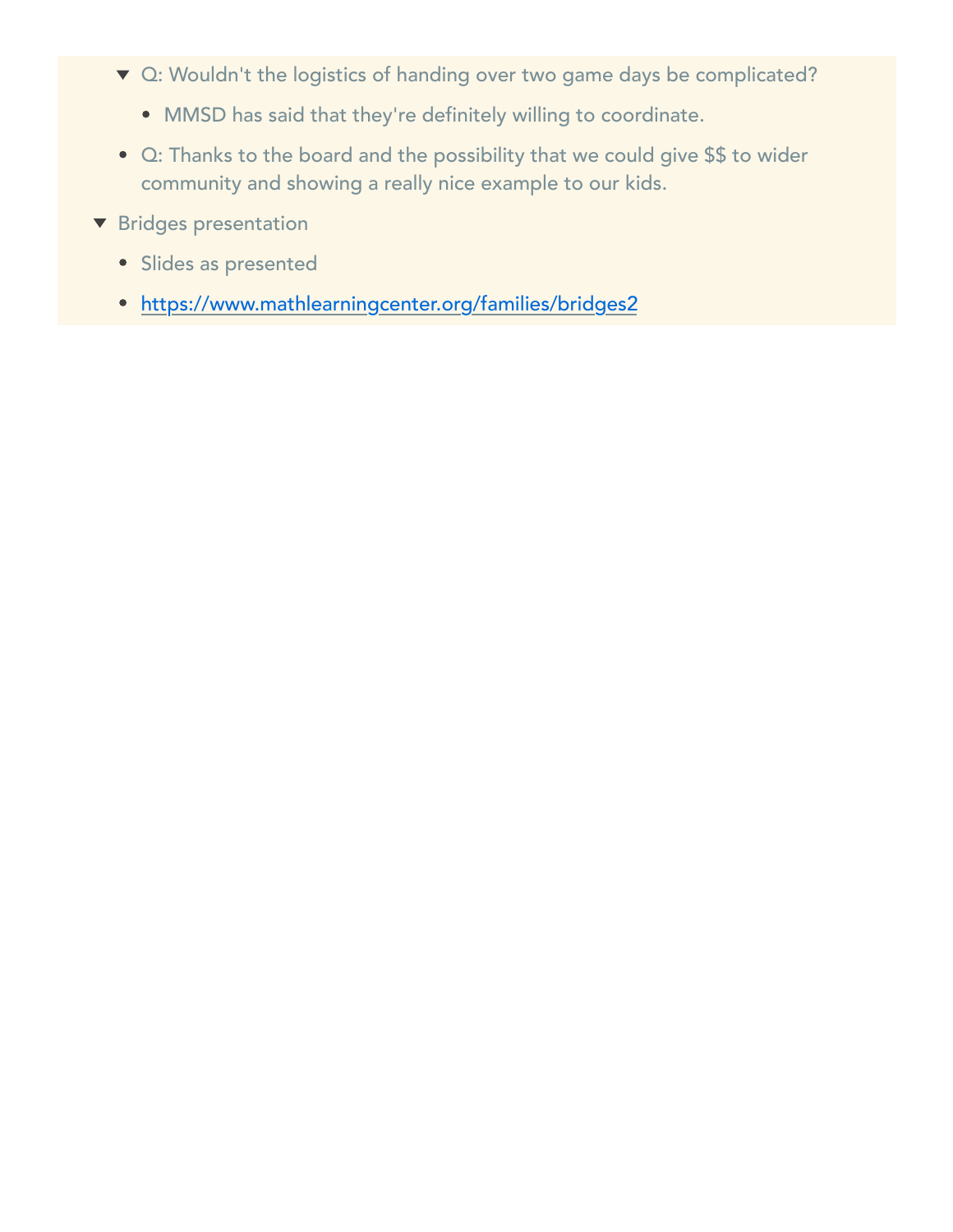- Q: Wouldn't the logistics of handing over two game days be complicated?
  - MMSD has said that they're definitely willing to coordinate.
- Q: Thanks to the board and the possibility that we could give $$ to wider community and showing a really nice example to our kids.

- Bridges presentation
  - Slides as presented
  - https://www.mathlearningcenter.org/families/bridges2